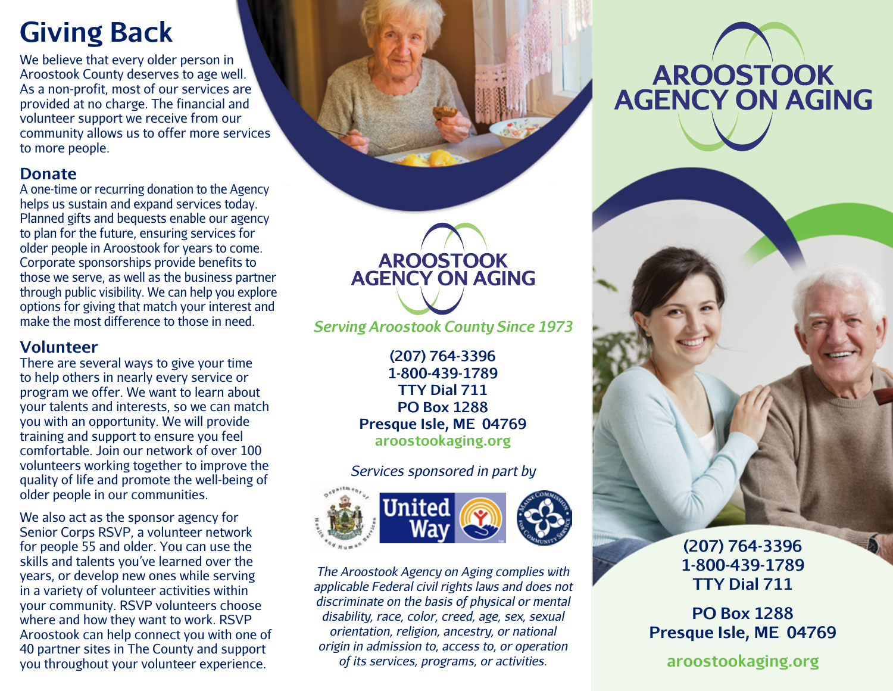# Giving Back

We believe that every older person in Aroostook County deserves to age well. As a non-profit, most of our services are provided at no charge. The financial and volunteer support we receive from our community allows us to offer more services to more people.

## Donate

A one-time or recurring donation to the Agency helps us sustain and expand services today. Planned gifts and bequests enable our agency to plan for the future, ensuring services for older people in Aroostook for years to come. Corporate sponsorships provide benefits to those we serve, as well as the business partner through public visibility. We can help you explore options for giving that match your interest and make the most difference to those in need.

## Volunteer

There are several ways to give your time to help others in nearly every service or program we offer. We want to learn about your talents and interests, so we can match you with an opportunity. We will provide training and support to ensure you feel comfortable. Join our network of over 100 volunteers working together to improve the quality of life and promote the well-being of older people in our communities.

We also act as the sponsor agency for Senior Corps RSVP, a volunteer network for people 55 and older. You can use the skills and talents you've learned over the years, or develop new ones while serving in a variety of volunteer activities within your community. RSVP volunteers choose where and how they want to work. RSVP Aroostook can help connect you with one of 40 partner sites in The County and support you throughout your volunteer experience.

**AROOSTOOK AGENCY ON AGING**

*Serving Aroostook County Since 1973*

**(207) 764-3396**
**1-800-439-1789**
**TTY Dial 711**
**PO Box 1288**
**Presque Isle, ME 04769**
**aroostookaging.org**

*Services sponsored in part by*

Department of Health and Human Services · United Way · Maine Commission for Community Service

*The Aroostook Agency on Aging complies with applicable Federal civil rights laws and does not discriminate on the basis of physical or mental disability, race, color, creed, age, sex, sexual orientation, religion, ancestry, or national origin in admission to, access to, or operation of its services, programs, or activities.*

# AROOSTOOK AGENCY ON AGING

**(207) 764-3396**
**1-800-439-1789**
**TTY Dial 711**

**PO Box 1288**
**Presque Isle, ME 04769**

**aroostookaging.org**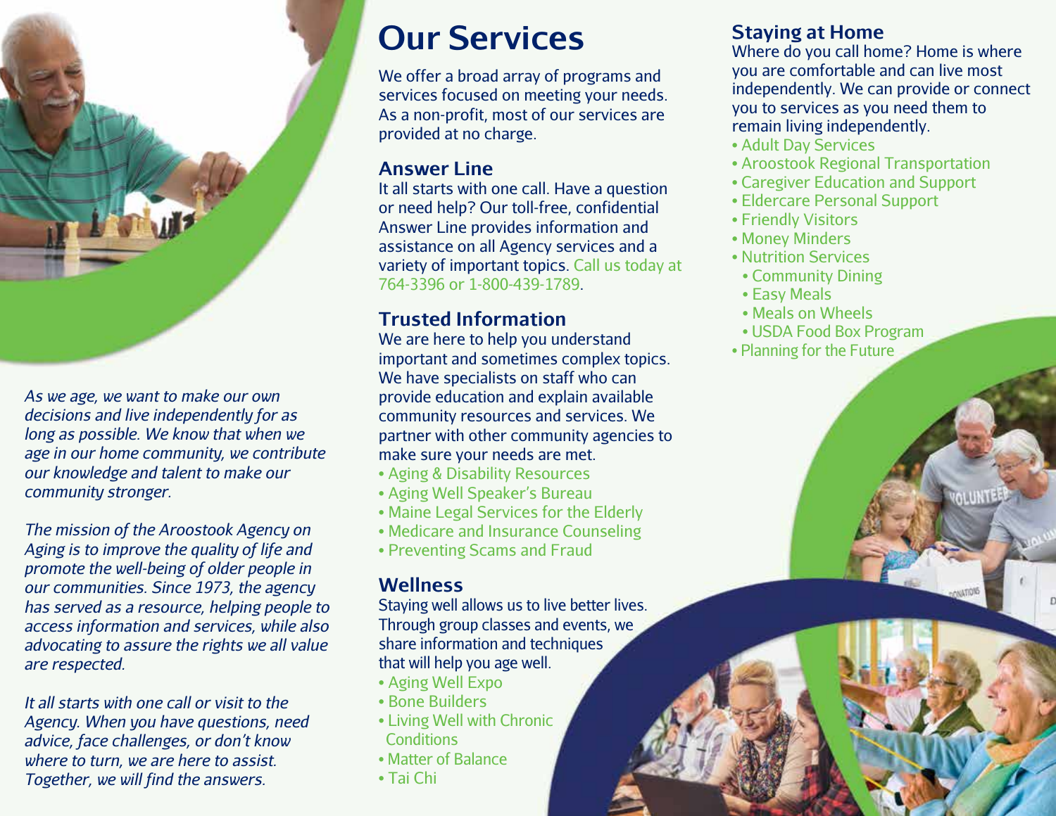*As we age, we want to make our own decisions and live independently for as long as possible. We know that when we age in our home community, we contribute our knowledge and talent to make our community stronger.*

*The mission of the Aroostook Agency on Aging is to improve the quality of life and promote the well-being of older people in our communities. Since 1973, the agency has served as a resource, helping people to access information and services, while also advocating to assure the rights we all value are respected.*

*It all starts with one call or visit to the Agency. When you have questions, need advice, face challenges, or don't know where to turn, we are here to assist. Together, we will find the answers.*

# Our Services

We offer a broad array of programs and services focused on meeting your needs. As a non-profit, most of our services are provided at no charge.

## Answer Line

It all starts with one call. Have a question or need help? Our toll-free, confidential Answer Line provides information and assistance on all Agency services and a variety of important topics. Call us today at 764-3396 or 1-800-439-1789.

## Trusted Information

We are here to help you understand important and sometimes complex topics. We have specialists on staff who can provide education and explain available community resources and services. We partner with other community agencies to make sure your needs are met.

- Aging & Disability Resources
- Aging Well Speaker's Bureau
- Maine Legal Services for the Elderly
- Medicare and Insurance Counseling
- Preventing Scams and Fraud

## Wellness

Staying well allows us to live better lives. Through group classes and events, we share information and techniques that will help you age well.

- Aging Well Expo
- Bone Builders
- Living Well with Chronic Conditions
- Matter of Balance
- Tai Chi

## Staying at Home

Where do you call home? Home is where you are comfortable and can live most independently. We can provide or connect you to services as you need them to remain living independently.

- Adult Day Services
- Aroostook Regional Transportation
- Caregiver Education and Support
- Eldercare Personal Support
- Friendly Visitors
- Money Minders
- Nutrition Services
  - Community Dining
  - Easy Meals
  - Meals on Wheels
  - USDA Food Box Program
- Planning for the Future